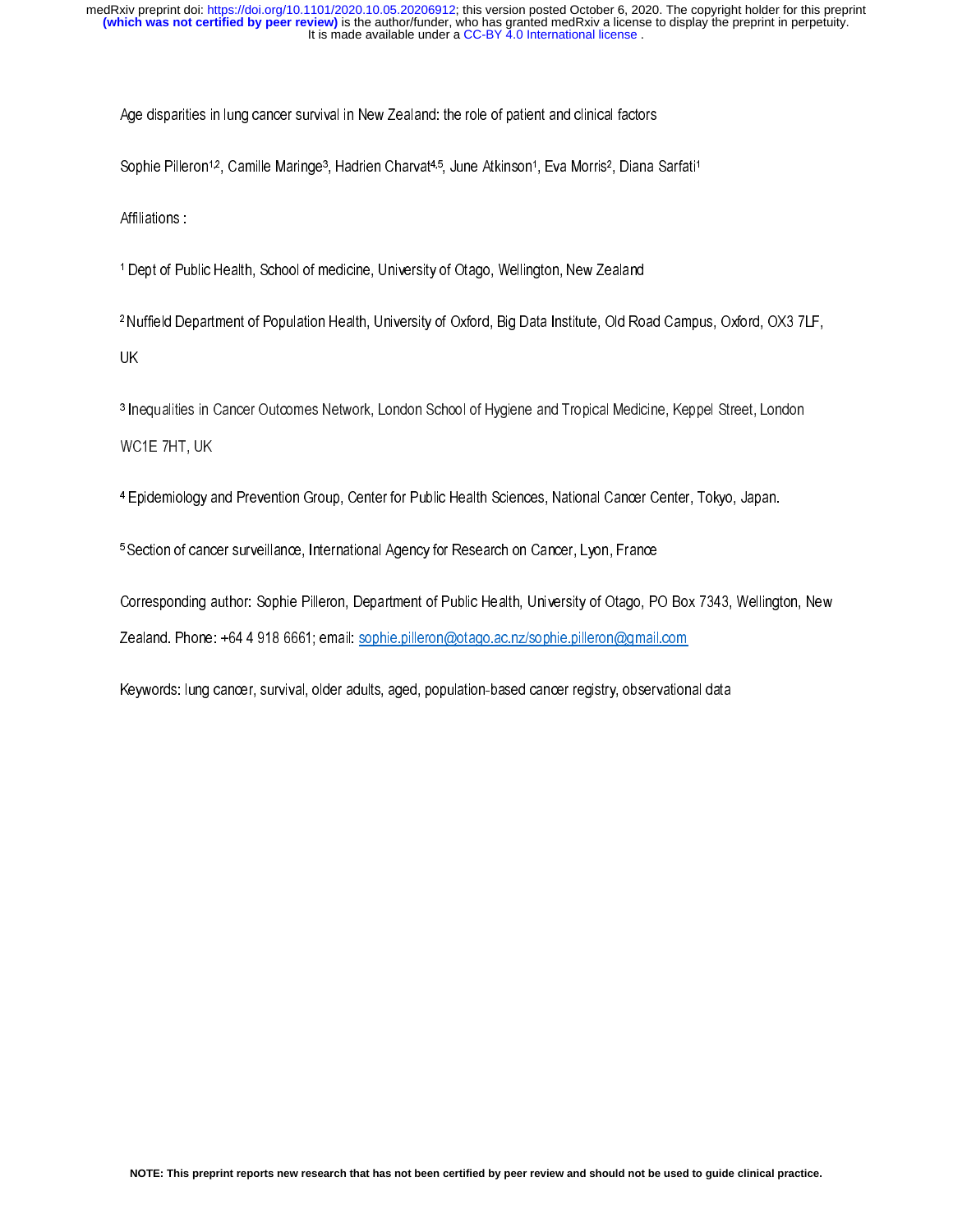# Age disparities in lung cancer survival in New Zealand: the role of patient and clinical factors

Sophie Pilleron[1,2], Camille Maringe[3], Hadrien Charvat[4,5], June Atkinson[1], Eva Morris[2], Diana Sarfati[1]

Affiliations :

[1] Dept of Public Health, School of medicine, University of Otago, Wellington, New Zealand

[2] Nuffield Department of Population Health, University of Oxford, Big Data Institute, Old Road Campus, Oxford, OX3 7LF, UK

[3] Inequalities in Cancer Outcomes Network, London School of Hygiene and Tropical Medicine, Keppel Street, London WC1E 7HT, UK

[4] Epidemiology and Prevention Group, Center for Public Health Sciences, National Cancer Center, Tokyo, Japan.

[5] Section of cancer surveillance, International Agency for Research on Cancer, Lyon, France

Corresponding author: Sophie Pilleron, Department of Public Health, University of Otago, PO Box 7343, Wellington, New Zealand. Phone: +64 4 918 6661; email: sophie.pilleron@otago.ac.nz/sophie.pilleron@gmail.com

Keywords: lung cancer, survival, older adults, aged, population-based cancer registry, observational data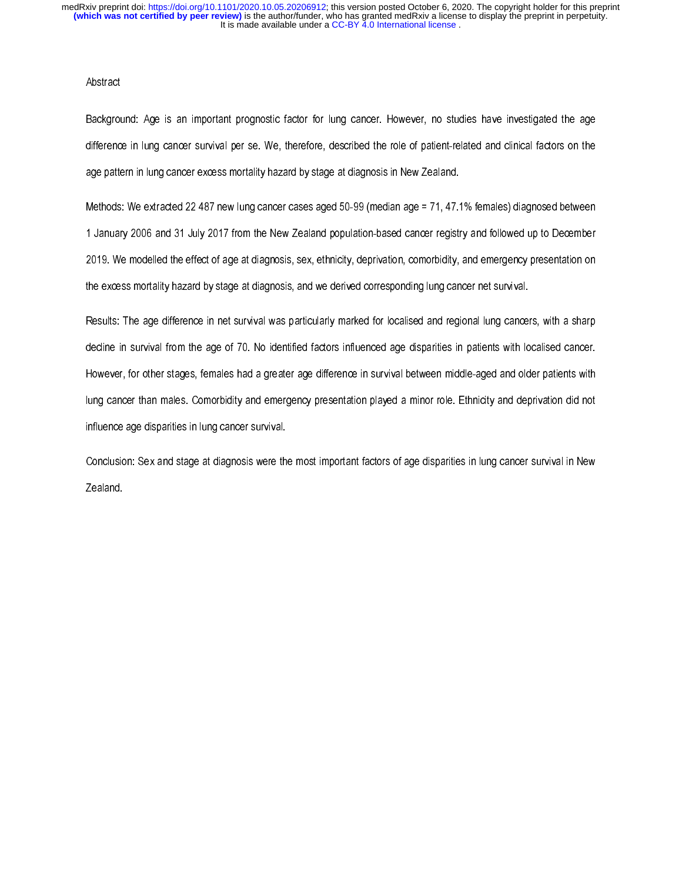## Abstract

Background: Age is an important prognostic factor for lung cancer. However, no studies have investigated the age difference in lung cancer survival per se. We, therefore, described the role of patient-related and clinical factors on the age pattern in lung cancer excess mortality hazard by stage at diagnosis in New Zealand.

Methods: We extracted 22 487 new lung cancer cases aged 50-99 (median age = 71, 47.1% females) diagnosed between 1 January 2006 and 31 July 2017 from the New Zealand population-based cancer registry and followed up to December 2019. We modelled the effect of age at diagnosis, sex, ethnicity, deprivation, comorbidity, and emergency presentation on the excess mortality hazard by stage at diagnosis, and we derived corresponding lung cancer net survival.

Results: The age difference in net survival was particularly marked for localised and regional lung cancers, with a sharp decline in survival from the age of 70. No identified factors influenced age disparities in patients with localised cancer. However, for other stages, females had a greater age difference in survival between middle-aged and older patients with lung cancer than males. Comorbidity and emergency presentation played a minor role. Ethnicity and deprivation did not influence age disparities in lung cancer survival.

Conclusion: Sex and stage at diagnosis were the most important factors of age disparities in lung cancer survival in New Zealand.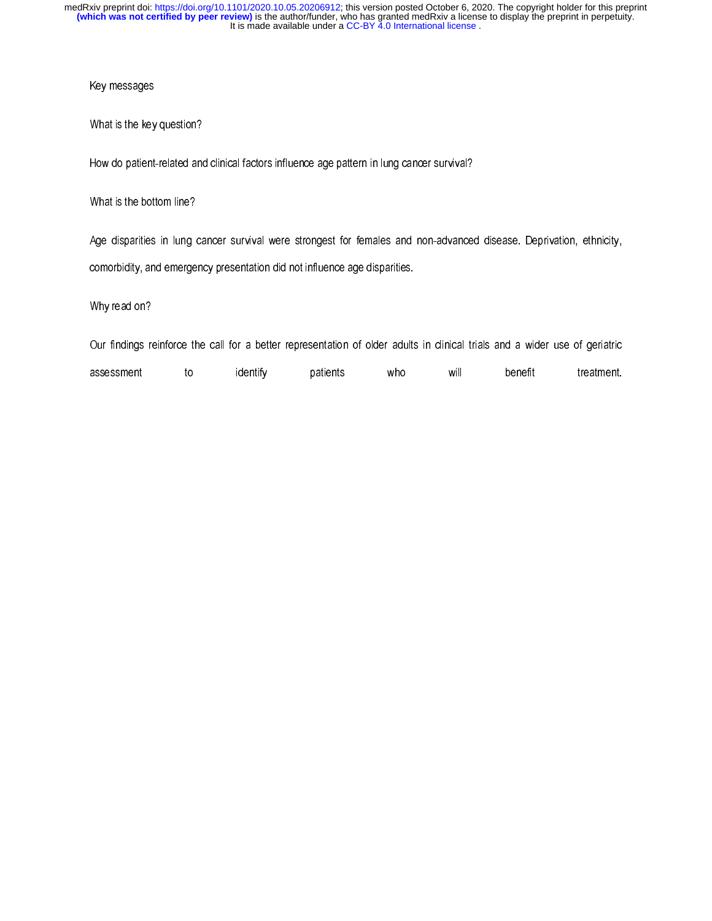Key messages

What is the key question?

How do patient-related and clinical factors influence age pattern in lung cancer survival?

What is the bottom line?

Age disparities in lung cancer survival were strongest for females and non-advanced disease. Deprivation, ethnicity, comorbidity, and emergency presentation did not influence age disparities.

Why read on?

Our findings reinforce the call for a better representation of older adults in clinical trials and a wider use of geriatric assessment to identify patients who will benefit treatment.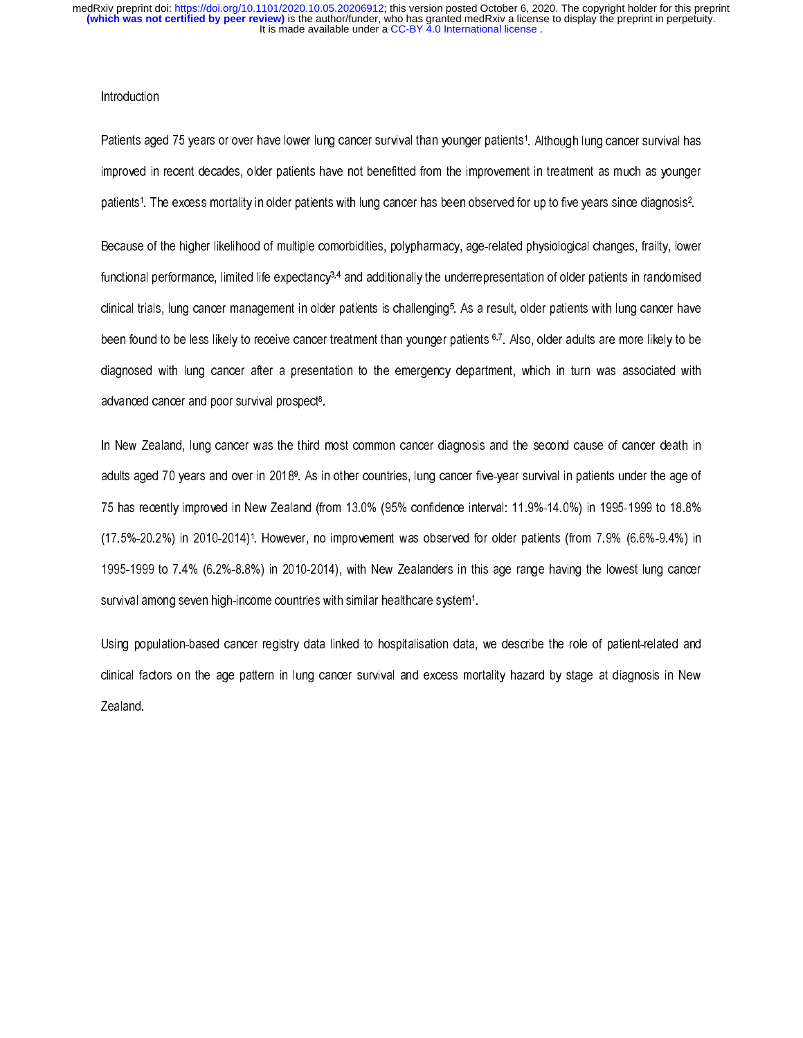## Introduction

Patients aged 75 years or over have lower lung cancer survival than younger patients[1]. Although lung cancer survival has improved in recent decades, older patients have not benefitted from the improvement in treatment as much as younger patients[1]. The excess mortality in older patients with lung cancer has been observed for up to five years since diagnosis[2].

Because of the higher likelihood of multiple comorbidities, polypharmacy, age-related physiological changes, frailty, lower functional performance, limited life expectancy[3,4] and additionally the underrepresentation of older patients in randomised clinical trials, lung cancer management in older patients is challenging[5]. As a result, older patients with lung cancer have been found to be less likely to receive cancer treatment than younger patients [6,7]. Also, older adults are more likely to be diagnosed with lung cancer after a presentation to the emergency department, which in turn was associated with advanced cancer and poor survival prospect[8].

In New Zealand, lung cancer was the third most common cancer diagnosis and the second cause of cancer death in adults aged 70 years and over in 2018[9]. As in other countries, lung cancer five-year survival in patients under the age of 75 has recently improved in New Zealand (from 13.0% (95% confidence interval: 11.9%-14.0%) in 1995-1999 to 18.8% (17.5%-20.2%) in 2010-2014)[1]. However, no improvement was observed for older patients (from 7.9% (6.6%-9.4%) in 1995-1999 to 7.4% (6.2%-8.8%) in 2010-2014), with New Zealanders in this age range having the lowest lung cancer survival among seven high-income countries with similar healthcare system[1].

Using population-based cancer registry data linked to hospitalisation data, we describe the role of patient-related and clinical factors on the age pattern in lung cancer survival and excess mortality hazard by stage at diagnosis in New Zealand.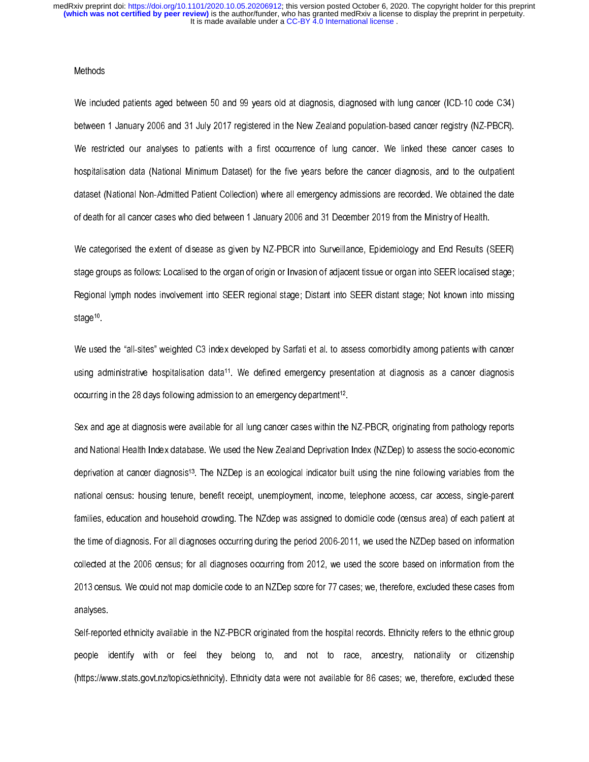## Methods

We included patients aged between 50 and 99 years old at diagnosis, diagnosed with lung cancer (ICD-10 code C34) between 1 January 2006 and 31 July 2017 registered in the New Zealand population-based cancer registry (NZ-PBCR). We restricted our analyses to patients with a first occurrence of lung cancer. We linked these cancer cases to hospitalisation data (National Minimum Dataset) for the five years before the cancer diagnosis, and to the outpatient dataset (National Non-Admitted Patient Collection) where all emergency admissions are recorded. We obtained the date of death for all cancer cases who died between 1 January 2006 and 31 December 2019 from the Ministry of Health.

We categorised the extent of disease as given by NZ-PBCR into Surveillance, Epidemiology and End Results (SEER) stage groups as follows: Localised to the organ of origin or Invasion of adjacent tissue or organ into SEER localised stage; Regional lymph nodes involvement into SEER regional stage; Distant into SEER distant stage; Not known into missing stage[10].

We used the "all-sites" weighted C3 index developed by Sarfati et al. to assess comorbidity among patients with cancer using administrative hospitalisation data[11]. We defined emergency presentation at diagnosis as a cancer diagnosis occurring in the 28 days following admission to an emergency department[12].

Sex and age at diagnosis were available for all lung cancer cases within the NZ-PBCR, originating from pathology reports and National Health Index database. We used the New Zealand Deprivation Index (NZDep) to assess the socio-economic deprivation at cancer diagnosis[13]. The NZDep is an ecological indicator built using the nine following variables from the national census: housing tenure, benefit receipt, unemployment, income, telephone access, car access, single-parent families, education and household crowding. The NZdep was assigned to domicile code (census area) of each patient at the time of diagnosis. For all diagnoses occurring during the period 2006-2011, we used the NZDep based on information collected at the 2006 census; for all diagnoses occurring from 2012, we used the score based on information from the 2013 census. We could not map domicile code to an NZDep score for 77 cases; we, therefore, excluded these cases from analyses.

Self-reported ethnicity available in the NZ-PBCR originated from the hospital records. Ethnicity refers to the ethnic group people identify with or feel they belong to, and not to race, ancestry, nationality or citizenship (https://www.stats.govt.nz/topics/ethnicity). Ethnicity data were not available for 86 cases; we, therefore, excluded these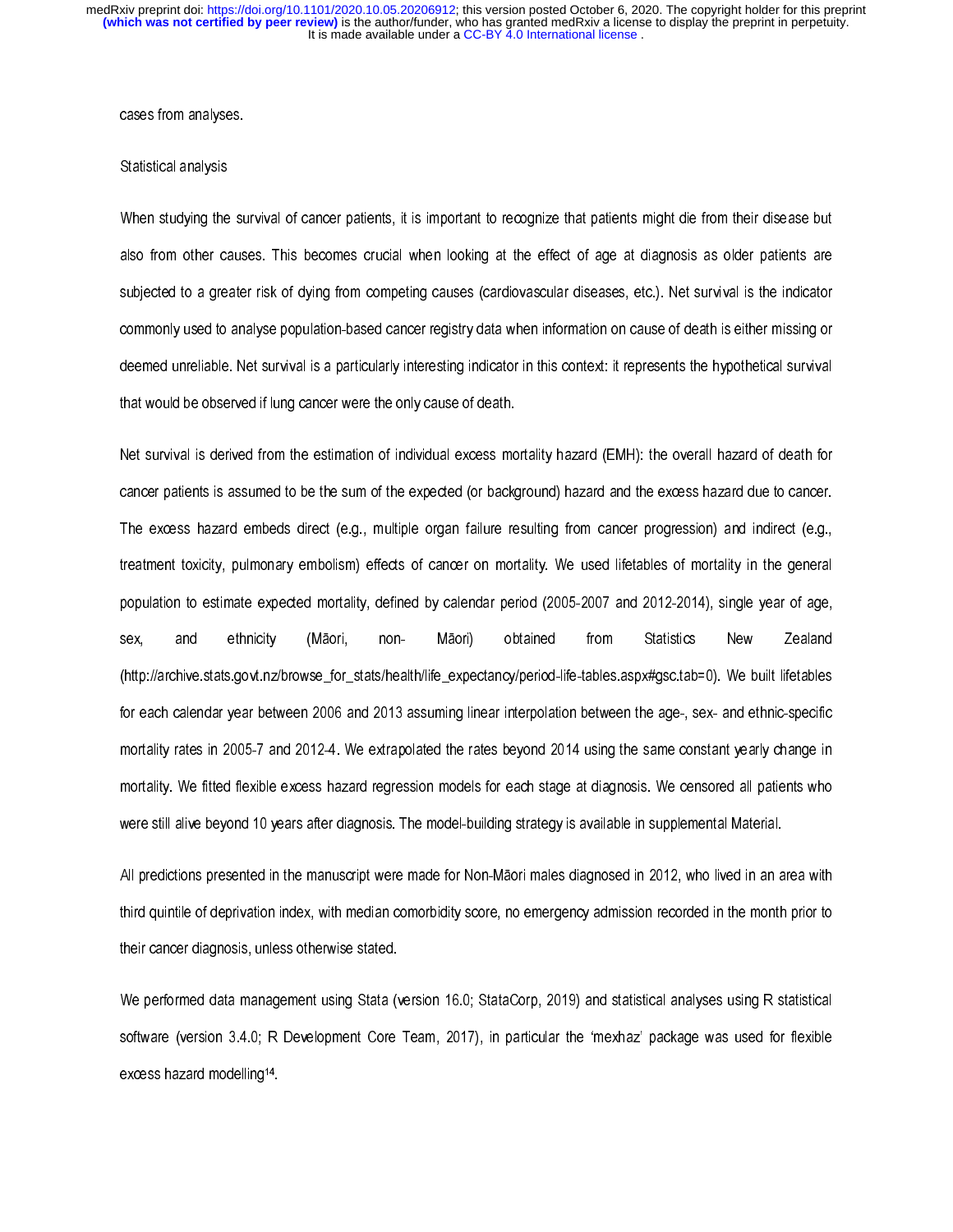cases from analyses.

## Statistical analysis

When studying the survival of cancer patients, it is important to recognize that patients might die from their disease but also from other causes. This becomes crucial when looking at the effect of age at diagnosis as older patients are subjected to a greater risk of dying from competing causes (cardiovascular diseases, etc.). Net survival is the indicator commonly used to analyse population-based cancer registry data when information on cause of death is either missing or deemed unreliable. Net survival is a particularly interesting indicator in this context: it represents the hypothetical survival that would be observed if lung cancer were the only cause of death.

Net survival is derived from the estimation of individual excess mortality hazard (EMH): the overall hazard of death for cancer patients is assumed to be the sum of the expected (or background) hazard and the excess hazard due to cancer. The excess hazard embeds direct (e.g., multiple organ failure resulting from cancer progression) and indirect (e.g., treatment toxicity, pulmonary embolism) effects of cancer on mortality. We used lifetables of mortality in the general population to estimate expected mortality, defined by calendar period (2005-2007 and 2012-2014), single year of age, sex, and ethnicity (Māori, non- Māori) obtained from Statistics New Zealand (http://archive.stats.govt.nz/browse_for_stats/health/life_expectancy/period-life-tables.aspx#gsc.tab=0). We built lifetables for each calendar year between 2006 and 2013 assuming linear interpolation between the age-, sex- and ethnic-specific mortality rates in 2005-7 and 2012-4. We extrapolated the rates beyond 2014 using the same constant yearly change in mortality. We fitted flexible excess hazard regression models for each stage at diagnosis. We censored all patients who were still alive beyond 10 years after diagnosis. The model-building strategy is available in supplemental Material.

All predictions presented in the manuscript were made for Non-Māori males diagnosed in 2012, who lived in an area with third quintile of deprivation index, with median comorbidity score, no emergency admission recorded in the month prior to their cancer diagnosis, unless otherwise stated.

We performed data management using Stata (version 16.0; StataCorp, 2019) and statistical analyses using R statistical software (version 3.4.0; R Development Core Team, 2017), in particular the 'mexhaz' package was used for flexible excess hazard modelling[14].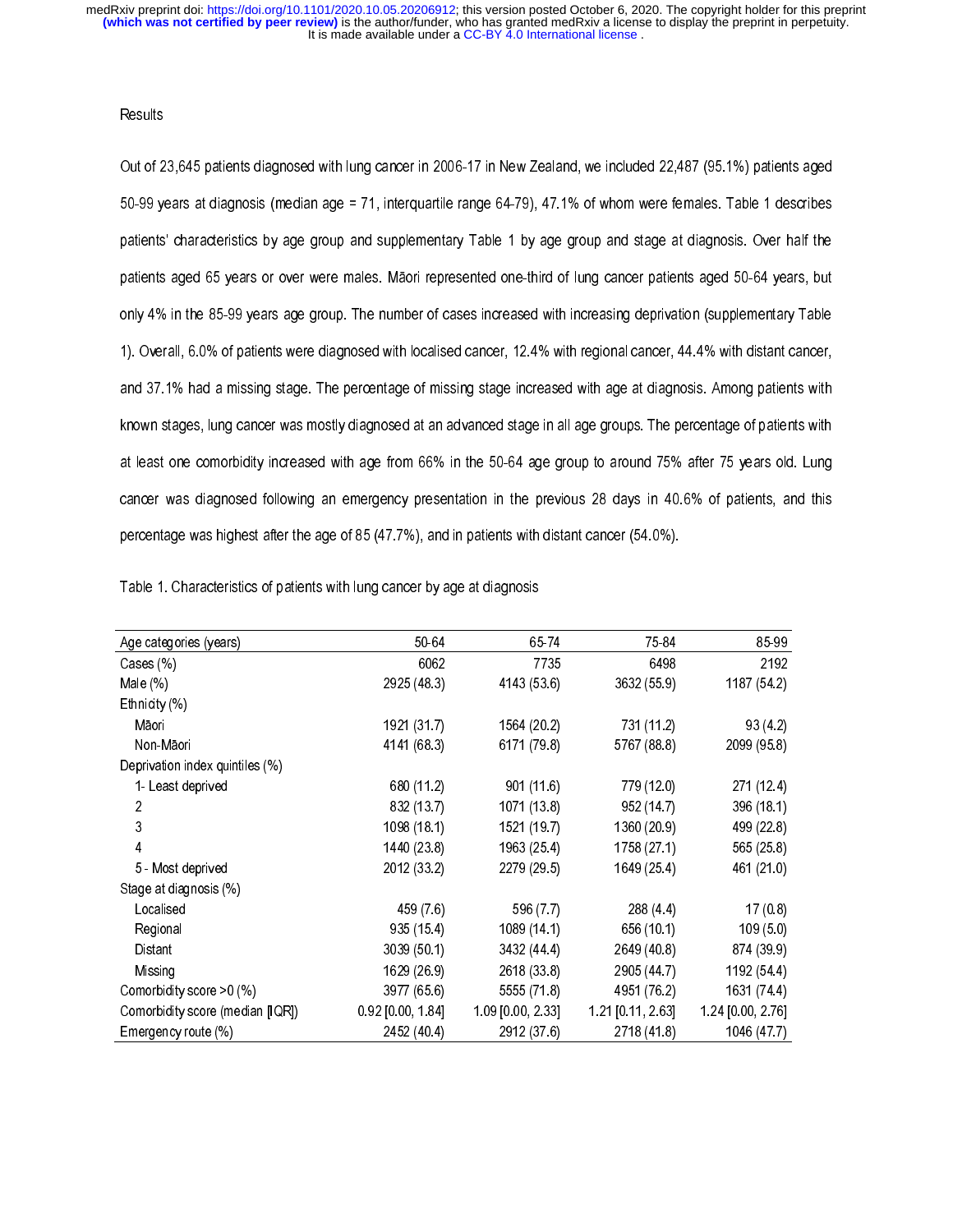## Results

Out of 23,645 patients diagnosed with lung cancer in 2006-17 in New Zealand, we included 22,487 (95.1%) patients aged 50-99 years at diagnosis (median age = 71, interquartile range 64-79), 47.1% of whom were females. Table 1 describes patients' characteristics by age group and supplementary Table 1 by age group and stage at diagnosis. Over half the patients aged 65 years or over were males. Māori represented one-third of lung cancer patients aged 50-64 years, but only 4% in the 85-99 years age group. The number of cases increased with increasing deprivation (supplementary Table 1). Overall, 6.0% of patients were diagnosed with localised cancer, 12.4% with regional cancer, 44.4% with distant cancer, and 37.1% had a missing stage. The percentage of missing stage increased with age at diagnosis. Among patients with known stages, lung cancer was mostly diagnosed at an advanced stage in all age groups. The percentage of patients with at least one comorbidity increased with age from 66% in the 50-64 age group to around 75% after 75 years old. Lung cancer was diagnosed following an emergency presentation in the previous 28 days in 40.6% of patients, and this percentage was highest after the age of 85 (47.7%), and in patients with distant cancer (54.0%).

Table 1. Characteristics of patients with lung cancer by age at diagnosis

| Age categories (years) | 50-64 | 65-74 | 75-84 | 85-99 |
|---|---|---|---|---|
| Cases (%) | 6062 | 7735 | 6498 | 2192 |
| Male (%) | 2925 (48.3) | 4143 (53.6) | 3632 (55.9) | 1187 (54.2) |
| Ethnicity (%) | | | | |
| Māori | 1921 (31.7) | 1564 (20.2) | 731 (11.2) | 93 (4.2) |
| Non-Māori | 4141 (68.3) | 6171 (79.8) | 5767 (88.8) | 2099 (95.8) |
| Deprivation index quintiles (%) | | | | |
| 1- Least deprived | 680 (11.2) | 901 (11.6) | 779 (12.0) | 271 (12.4) |
| 2 | 832 (13.7) | 1071 (13.8) | 952 (14.7) | 396 (18.1) |
| 3 | 1098 (18.1) | 1521 (19.7) | 1360 (20.9) | 499 (22.8) |
| 4 | 1440 (23.8) | 1963 (25.4) | 1758 (27.1) | 565 (25.8) |
| 5 - Most deprived | 2012 (33.2) | 2279 (29.5) | 1649 (25.4) | 461 (21.0) |
| Stage at diagnosis (%) | | | | |
| Localised | 459 (7.6) | 596 (7.7) | 288 (4.4) | 17 (0.8) |
| Regional | 935 (15.4) | 1089 (14.1) | 656 (10.1) | 109 (5.0) |
| Distant | 3039 (50.1) | 3432 (44.4) | 2649 (40.8) | 874 (39.9) |
| Missing | 1629 (26.9) | 2618 (33.8) | 2905 (44.7) | 1192 (54.4) |
| Comorbidity score >0 (%) | 3977 (65.6) | 5555 (71.8) | 4951 (76.2) | 1631 (74.4) |
| Comorbidity score (median [IQR]) | 0.92 [0.00, 1.84] | 1.09 [0.00, 2.33] | 1.21 [0.11, 2.63] | 1.24 [0.00, 2.76] |
| Emergency route (%) | 2452 (40.4) | 2912 (37.6) | 2718 (41.8) | 1046 (47.7) |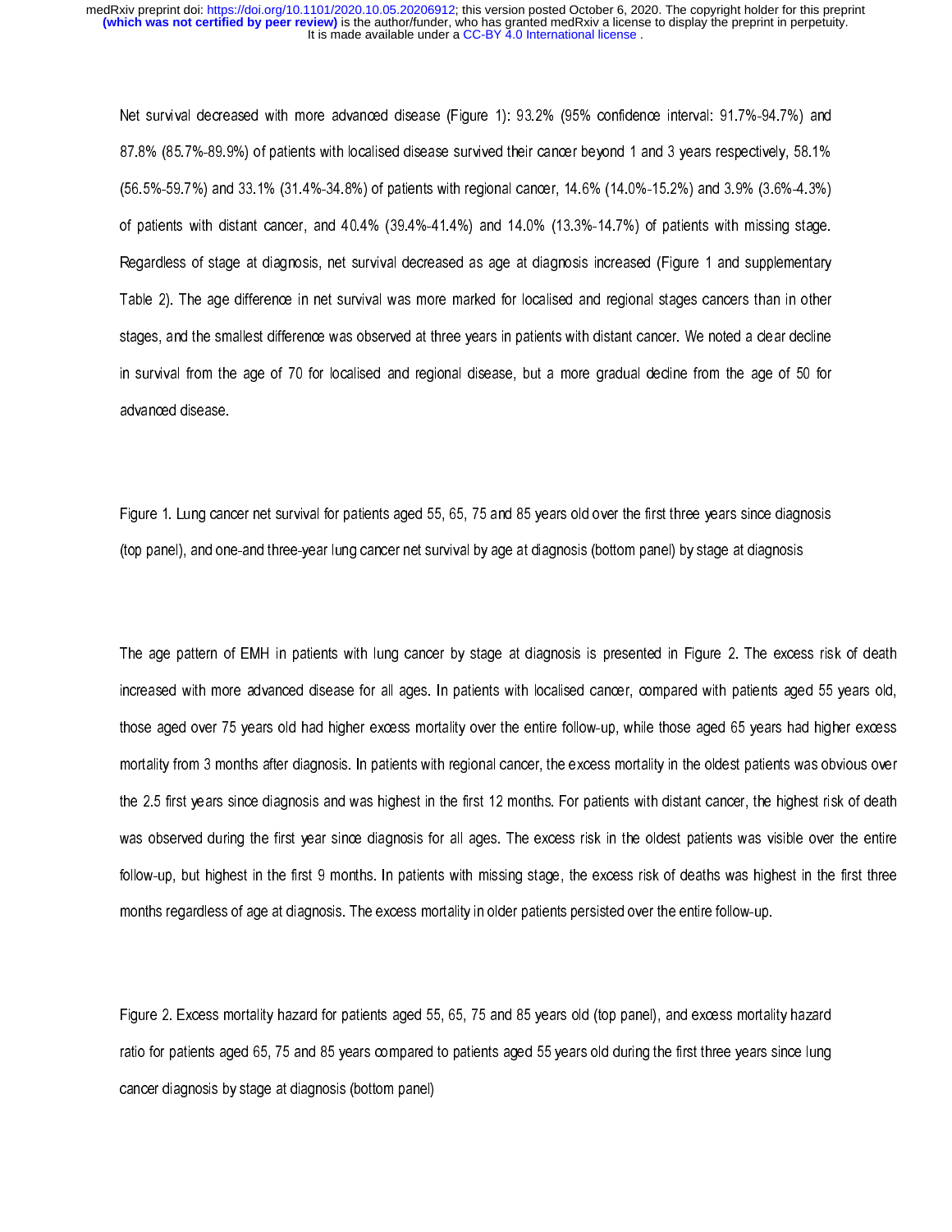Net survival decreased with more advanced disease (Figure 1): 93.2% (95% confidence interval: 91.7%-94.7%) and 87.8% (85.7%-89.9%) of patients with localised disease survived their cancer beyond 1 and 3 years respectively, 58.1% (56.5%-59.7%) and 33.1% (31.4%-34.8%) of patients with regional cancer, 14.6% (14.0%-15.2%) and 3.9% (3.6%-4.3%) of patients with distant cancer, and 40.4% (39.4%-41.4%) and 14.0% (13.3%-14.7%) of patients with missing stage. Regardless of stage at diagnosis, net survival decreased as age at diagnosis increased (Figure 1 and supplementary Table 2). The age difference in net survival was more marked for localised and regional stages cancers than in other stages, and the smallest difference was observed at three years in patients with distant cancer. We noted a clear decline in survival from the age of 70 for localised and regional disease, but a more gradual decline from the age of 50 for advanced disease.

Figure 1. Lung cancer net survival for patients aged 55, 65, 75 and 85 years old over the first three years since diagnosis (top panel), and one-and three-year lung cancer net survival by age at diagnosis (bottom panel) by stage at diagnosis

The age pattern of EMH in patients with lung cancer by stage at diagnosis is presented in Figure 2. The excess risk of death increased with more advanced disease for all ages. In patients with localised cancer, compared with patients aged 55 years old, those aged over 75 years old had higher excess mortality over the entire follow-up, while those aged 65 years had higher excess mortality from 3 months after diagnosis. In patients with regional cancer, the excess mortality in the oldest patients was obvious over the 2.5 first years since diagnosis and was highest in the first 12 months. For patients with distant cancer, the highest risk of death was observed during the first year since diagnosis for all ages. The excess risk in the oldest patients was visible over the entire follow-up, but highest in the first 9 months. In patients with missing stage, the excess risk of deaths was highest in the first three months regardless of age at diagnosis. The excess mortality in older patients persisted over the entire follow-up.

Figure 2. Excess mortality hazard for patients aged 55, 65, 75 and 85 years old (top panel), and excess mortality hazard ratio for patients aged 65, 75 and 85 years compared to patients aged 55 years old during the first three years since lung cancer diagnosis by stage at diagnosis (bottom panel)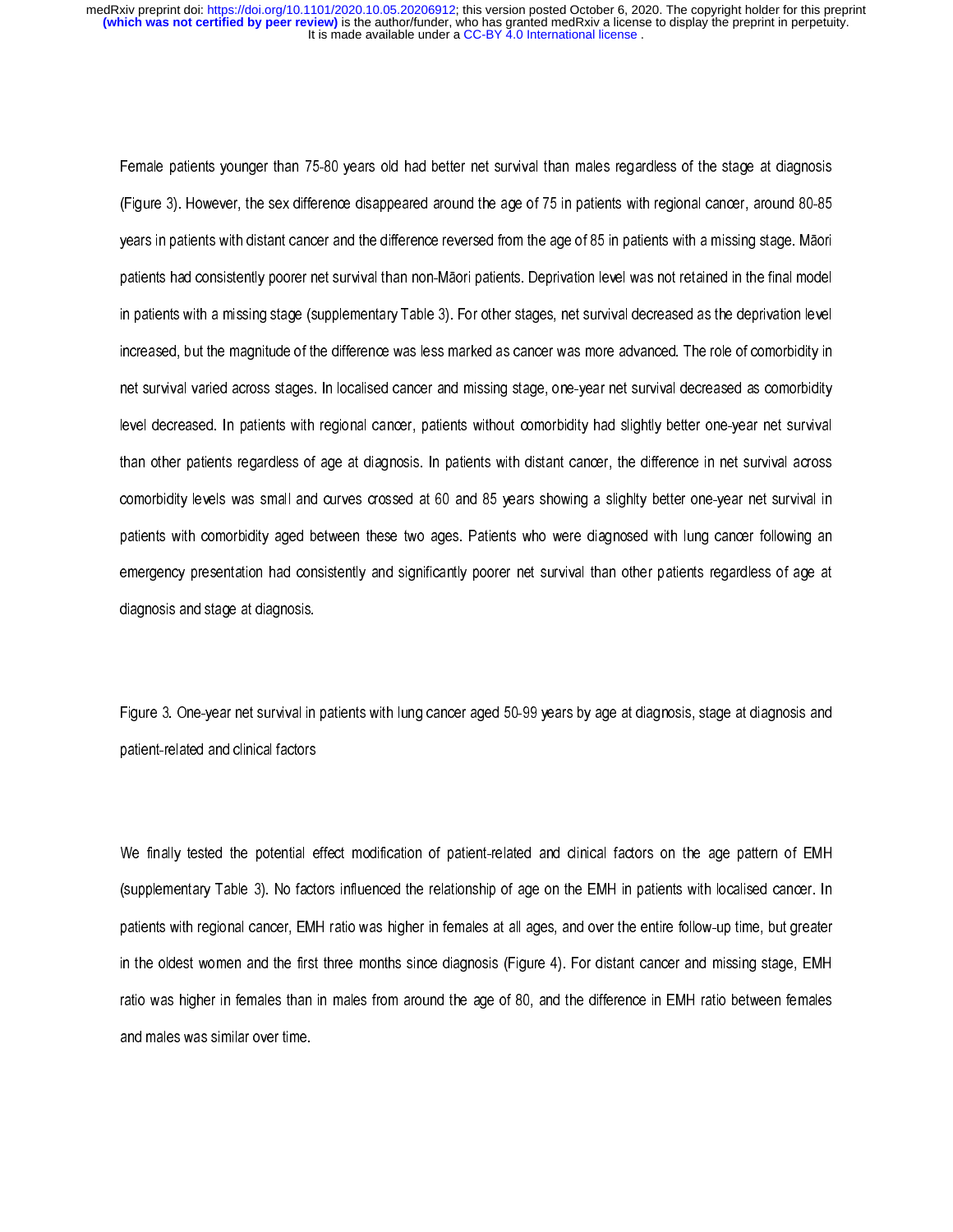Female patients younger than 75-80 years old had better net survival than males regardless of the stage at diagnosis (Figure 3). However, the sex difference disappeared around the age of 75 in patients with regional cancer, around 80-85 years in patients with distant cancer and the difference reversed from the age of 85 in patients with a missing stage. Māori patients had consistently poorer net survival than non-Māori patients. Deprivation level was not retained in the final model in patients with a missing stage (supplementary Table 3). For other stages, net survival decreased as the deprivation level increased, but the magnitude of the difference was less marked as cancer was more advanced. The role of comorbidity in net survival varied across stages. In localised cancer and missing stage, one-year net survival decreased as comorbidity level decreased. In patients with regional cancer, patients without comorbidity had slightly better one-year net survival than other patients regardless of age at diagnosis. In patients with distant cancer, the difference in net survival across comorbidity levels was small and curves crossed at 60 and 85 years showing a slighlty better one-year net survival in patients with comorbidity aged between these two ages. Patients who were diagnosed with lung cancer following an emergency presentation had consistently and significantly poorer net survival than other patients regardless of age at diagnosis and stage at diagnosis.

Figure 3. One-year net survival in patients with lung cancer aged 50-99 years by age at diagnosis, stage at diagnosis and patient-related and clinical factors

We finally tested the potential effect modification of patient-related and clinical factors on the age pattern of EMH (supplementary Table 3). No factors influenced the relationship of age on the EMH in patients with localised cancer. In patients with regional cancer, EMH ratio was higher in females at all ages, and over the entire follow-up time, but greater in the oldest women and the first three months since diagnosis (Figure 4). For distant cancer and missing stage, EMH ratio was higher in females than in males from around the age of 80, and the difference in EMH ratio between females and males was similar over time.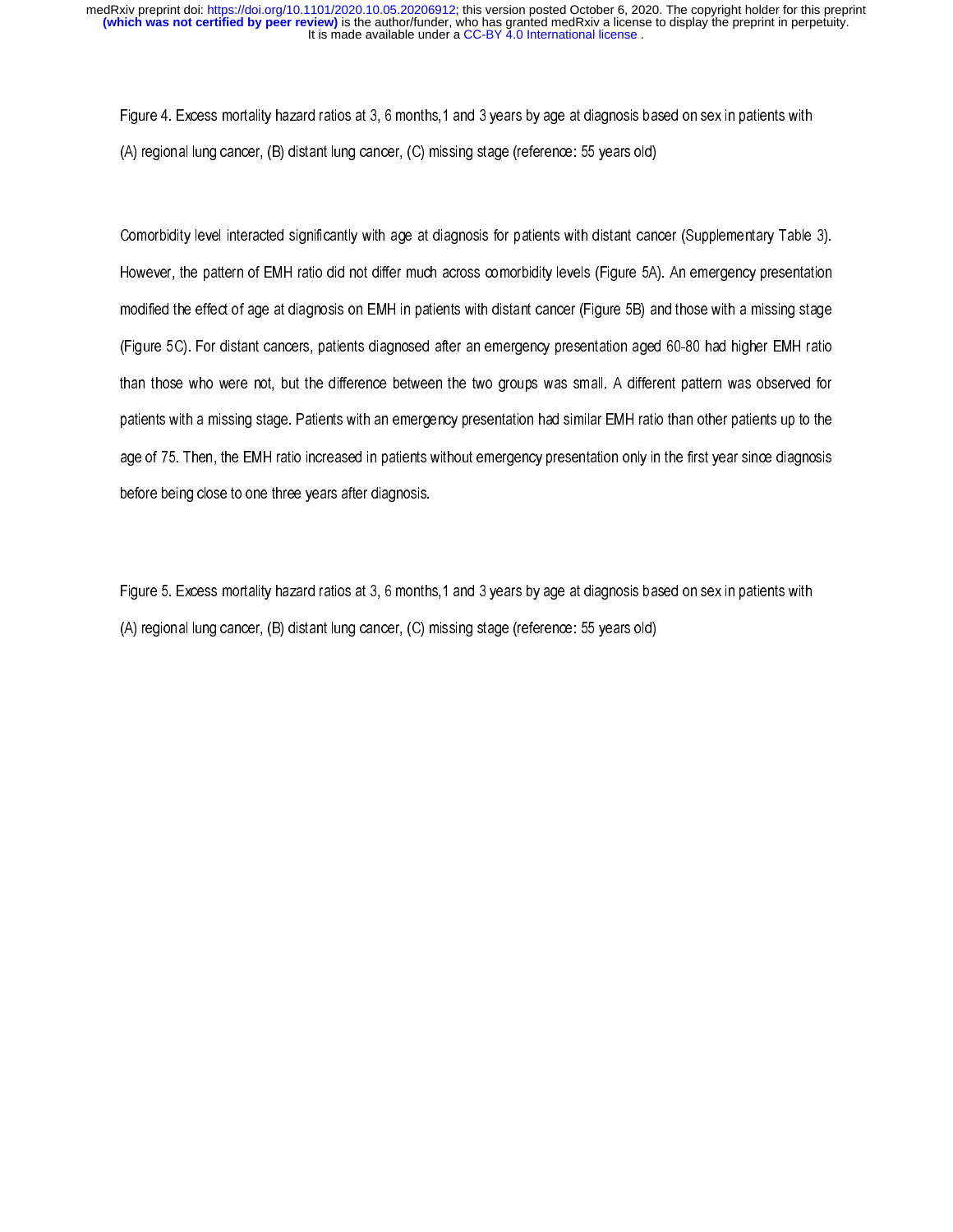Figure 4. Excess mortality hazard ratios at 3, 6 months,1 and 3 years by age at diagnosis based on sex in patients with (A) regional lung cancer, (B) distant lung cancer, (C) missing stage (reference: 55 years old)

Comorbidity level interacted significantly with age at diagnosis for patients with distant cancer (Supplementary Table 3). However, the pattern of EMH ratio did not differ much across comorbidity levels (Figure 5A). An emergency presentation modified the effect of age at diagnosis on EMH in patients with distant cancer (Figure 5B) and those with a missing stage (Figure 5C). For distant cancers, patients diagnosed after an emergency presentation aged 60-80 had higher EMH ratio than those who were not, but the difference between the two groups was small. A different pattern was observed for patients with a missing stage. Patients with an emergency presentation had similar EMH ratio than other patients up to the age of 75. Then, the EMH ratio increased in patients without emergency presentation only in the first year since diagnosis before being close to one three years after diagnosis.

Figure 5. Excess mortality hazard ratios at 3, 6 months,1 and 3 years by age at diagnosis based on sex in patients with (A) regional lung cancer, (B) distant lung cancer, (C) missing stage (reference: 55 years old)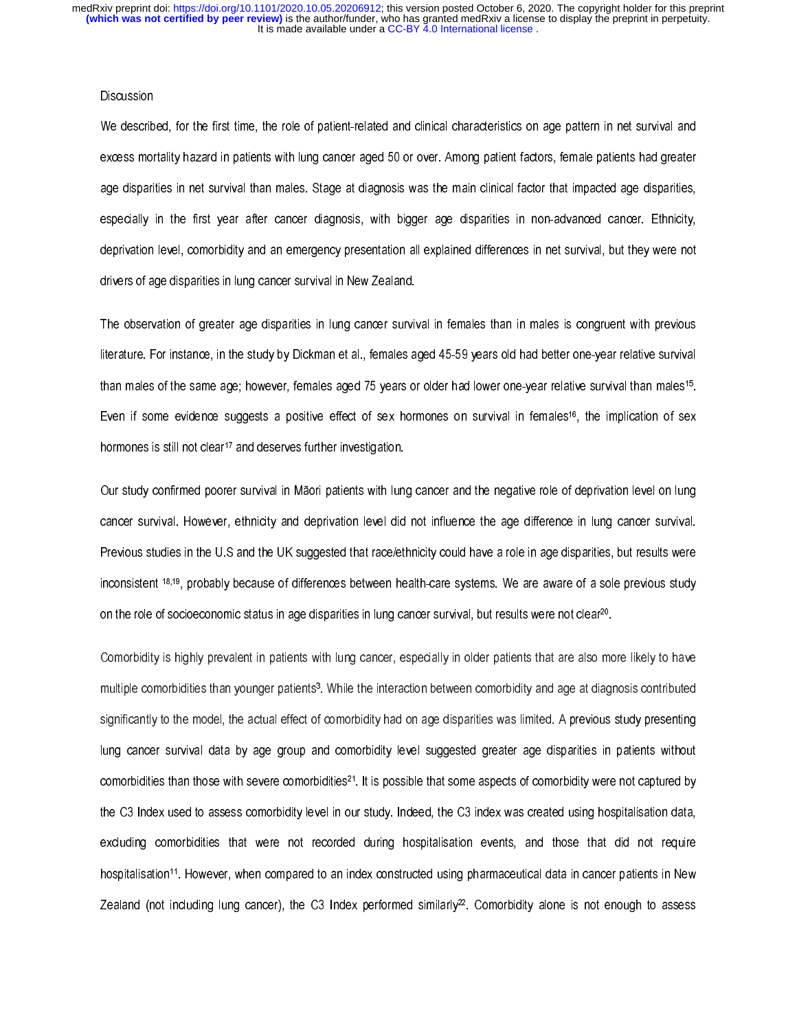## Discussion

We described, for the first time, the role of patient-related and clinical characteristics on age pattern in net survival and excess mortality hazard in patients with lung cancer aged 50 or over. Among patient factors, female patients had greater age disparities in net survival than males. Stage at diagnosis was the main clinical factor that impacted age disparities, especially in the first year after cancer diagnosis, with bigger age disparities in non-advanced cancer. Ethnicity, deprivation level, comorbidity and an emergency presentation all explained differences in net survival, but they were not drivers of age disparities in lung cancer survival in New Zealand.

The observation of greater age disparities in lung cancer survival in females than in males is congruent with previous literature. For instance, in the study by Dickman et al., females aged 45-59 years old had better one-year relative survival than males of the same age; however, females aged 75 years or older had lower one-year relative survival than males[15]. Even if some evidence suggests a positive effect of sex hormones on survival in females[16], the implication of sex hormones is still not clear[17] and deserves further investigation.

Our study confirmed poorer survival in Māori patients with lung cancer and the negative role of deprivation level on lung cancer survival. However, ethnicity and deprivation level did not influence the age difference in lung cancer survival. Previous studies in the U.S and the UK suggested that race/ethnicity could have a role in age disparities, but results were inconsistent [18,19], probably because of differences between health-care systems. We are aware of a sole previous study on the role of socioeconomic status in age disparities in lung cancer survival, but results were not clear[20].

Comorbidity is highly prevalent in patients with lung cancer, especially in older patients that are also more likely to have multiple comorbidities than younger patients[3]. While the interaction between comorbidity and age at diagnosis contributed significantly to the model, the actual effect of comorbidity had on age disparities was limited. A previous study presenting lung cancer survival data by age group and comorbidity level suggested greater age disparities in patients without comorbidities than those with severe comorbidities[21]. It is possible that some aspects of comorbidity were not captured by the C3 Index used to assess comorbidity level in our study. Indeed, the C3 index was created using hospitalisation data, excluding comorbidities that were not recorded during hospitalisation events, and those that did not require hospitalisation[11]. However, when compared to an index constructed using pharmaceutical data in cancer patients in New Zealand (not including lung cancer), the C3 Index performed similarly[22]. Comorbidity alone is not enough to assess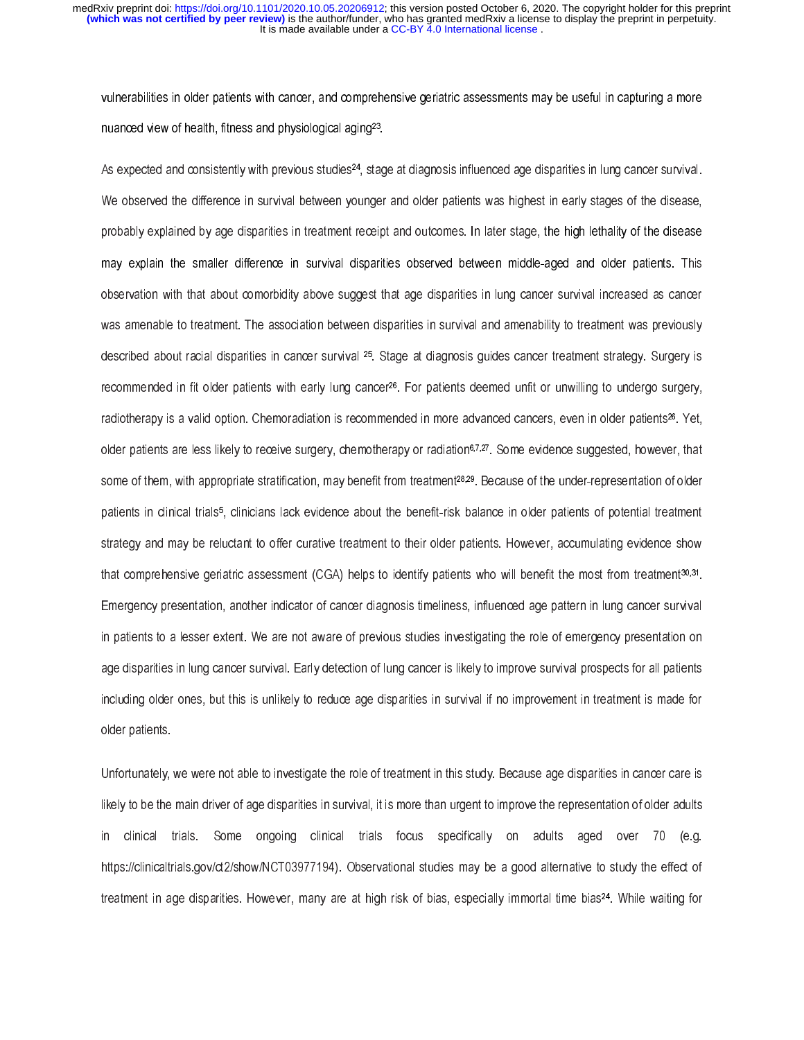vulnerabilities in older patients with cancer, and comprehensive geriatric assessments may be useful in capturing a more nuanced view of health, fitness and physiological aging[23].

As expected and consistently with previous studies[24], stage at diagnosis influenced age disparities in lung cancer survival. We observed the difference in survival between younger and older patients was highest in early stages of the disease, probably explained by age disparities in treatment receipt and outcomes. In later stage, the high lethality of the disease may explain the smaller difference in survival disparities observed between middle-aged and older patients. This observation with that about comorbidity above suggest that age disparities in lung cancer survival increased as cancer was amenable to treatment. The association between disparities in survival and amenability to treatment was previously described about racial disparities in cancer survival [25]. Stage at diagnosis guides cancer treatment strategy. Surgery is recommended in fit older patients with early lung cancer[26]. For patients deemed unfit or unwilling to undergo surgery, radiotherapy is a valid option. Chemoradiation is recommended in more advanced cancers, even in older patients[26]. Yet, older patients are less likely to receive surgery, chemotherapy or radiation[6,7,27]. Some evidence suggested, however, that some of them, with appropriate stratification, may benefit from treatment[28,29]. Because of the under-representation of older patients in clinical trials[5], clinicians lack evidence about the benefit-risk balance in older patients of potential treatment strategy and may be reluctant to offer curative treatment to their older patients. However, accumulating evidence show that comprehensive geriatric assessment (CGA) helps to identify patients who will benefit the most from treatment[30,31]. Emergency presentation, another indicator of cancer diagnosis timeliness, influenced age pattern in lung cancer survival in patients to a lesser extent. We are not aware of previous studies investigating the role of emergency presentation on age disparities in lung cancer survival. Early detection of lung cancer is likely to improve survival prospects for all patients including older ones, but this is unlikely to reduce age disparities in survival if no improvement in treatment is made for older patients.

Unfortunately, we were not able to investigate the role of treatment in this study. Because age disparities in cancer care is likely to be the main driver of age disparities in survival, it is more than urgent to improve the representation of older adults in clinical trials. Some ongoing clinical trials focus specifically on adults aged over 70 (e.g. https://clinicaltrials.gov/ct2/show/NCT03977194). Observational studies may be a good alternative to study the effect of treatment in age disparities. However, many are at high risk of bias, especially immortal time bias[24]. While waiting for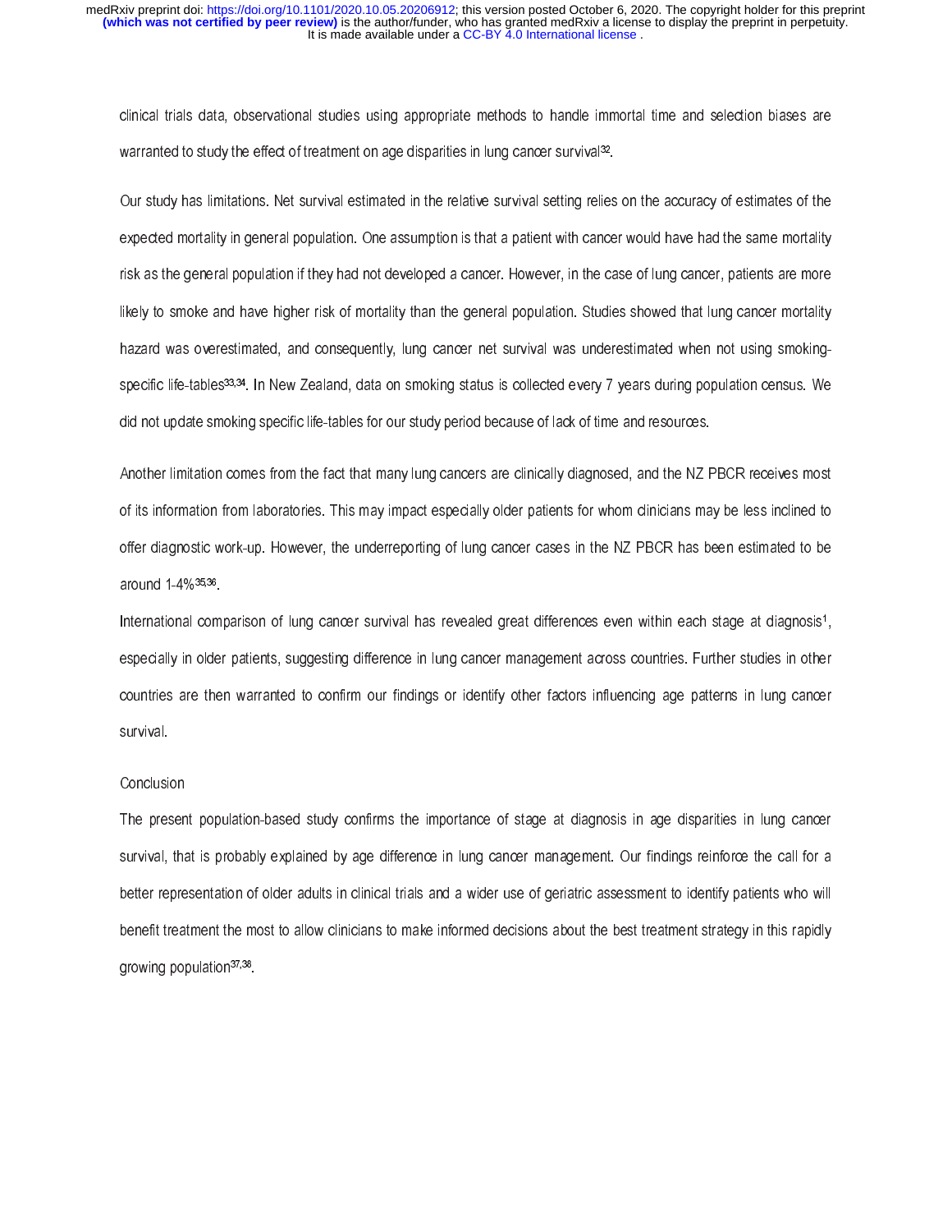clinical trials data, observational studies using appropriate methods to handle immortal time and selection biases are warranted to study the effect of treatment on age disparities in lung cancer survival[32].

Our study has limitations. Net survival estimated in the relative survival setting relies on the accuracy of estimates of the expected mortality in general population. One assumption is that a patient with cancer would have had the same mortality risk as the general population if they had not developed a cancer. However, in the case of lung cancer, patients are more likely to smoke and have higher risk of mortality than the general population. Studies showed that lung cancer mortality hazard was overestimated, and consequently, lung cancer net survival was underestimated when not using smoking-specific life-tables[33,34]. In New Zealand, data on smoking status is collected every 7 years during population census. We did not update smoking specific life-tables for our study period because of lack of time and resources.

Another limitation comes from the fact that many lung cancers are clinically diagnosed, and the NZ PBCR receives most of its information from laboratories. This may impact especially older patients for whom clinicians may be less inclined to offer diagnostic work-up. However, the underreporting of lung cancer cases in the NZ PBCR has been estimated to be around 1-4%[35,36].

International comparison of lung cancer survival has revealed great differences even within each stage at diagnosis[1], especially in older patients, suggesting difference in lung cancer management across countries. Further studies in other countries are then warranted to confirm our findings or identify other factors influencing age patterns in lung cancer survival.

## Conclusion

The present population-based study confirms the importance of stage at diagnosis in age disparities in lung cancer survival, that is probably explained by age difference in lung cancer management. Our findings reinforce the call for a better representation of older adults in clinical trials and a wider use of geriatric assessment to identify patients who will benefit treatment the most to allow clinicians to make informed decisions about the best treatment strategy in this rapidly growing population[37,38].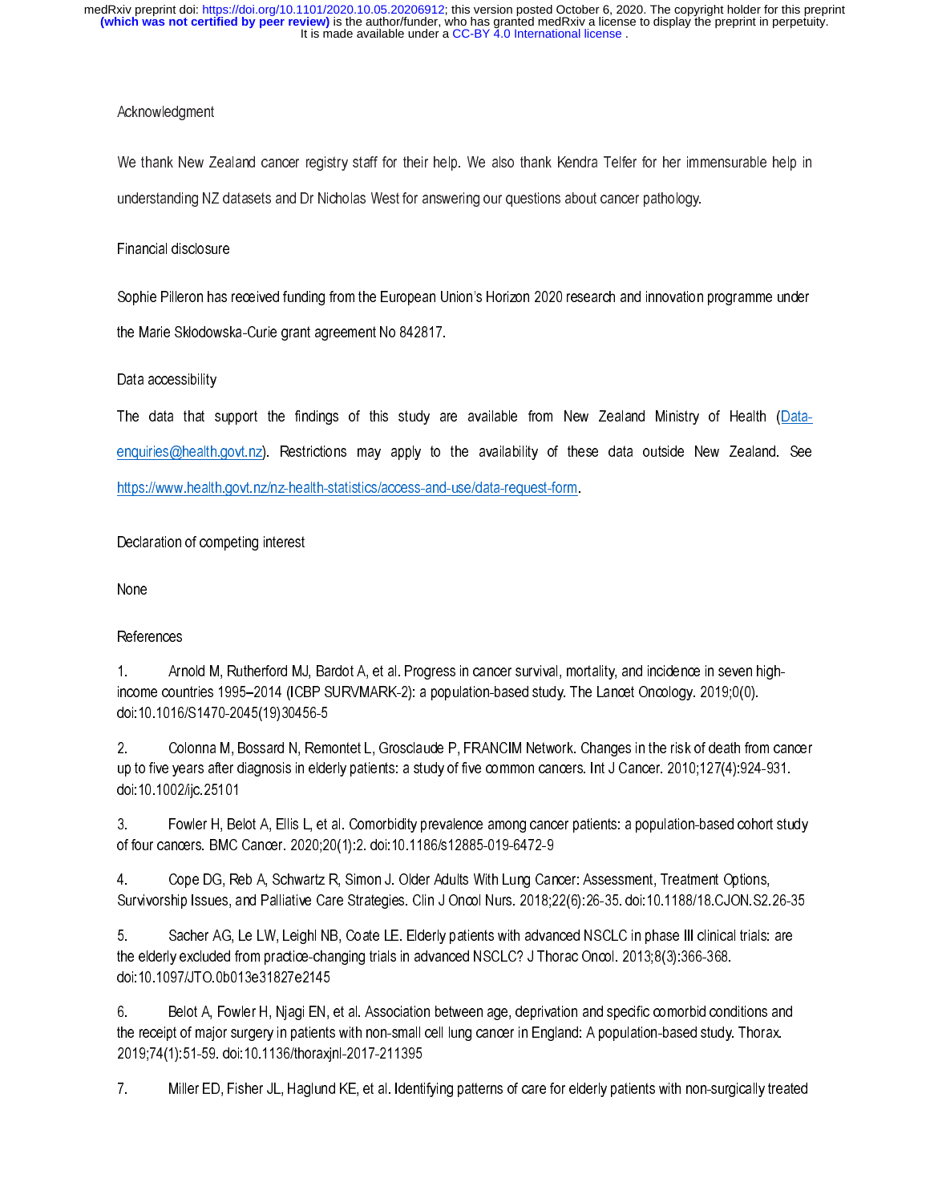## Acknowledgment

We thank New Zealand cancer registry staff for their help. We also thank Kendra Telfer for her immensurable help in understanding NZ datasets and Dr Nicholas West for answering our questions about cancer pathology.

## Financial disclosure

Sophie Pilleron has received funding from the European Union's Horizon 2020 research and innovation programme under the Marie Sklodowska-Curie grant agreement No 842817.

## Data accessibility

The data that support the findings of this study are available from New Zealand Ministry of Health (Data-enquiries@health.govt.nz). Restrictions may apply to the availability of these data outside New Zealand. See https://www.health.govt.nz/nz-health-statistics/access-and-use/data-request-form.

## Declaration of competing interest

None

## References

1. Arnold M, Rutherford MJ, Bardot A, et al. Progress in cancer survival, mortality, and incidence in seven high-income countries 1995–2014 (ICBP SURVMARK-2): a population-based study. The Lancet Oncology. 2019;0(0). doi:10.1016/S1470-2045(19)30456-5

2. Colonna M, Bossard N, Remontet L, Grosclaude P, FRANCIM Network. Changes in the risk of death from cancer up to five years after diagnosis in elderly patients: a study of five common cancers. Int J Cancer. 2010;127(4):924-931. doi:10.1002/ijc.25101

3. Fowler H, Belot A, Ellis L, et al. Comorbidity prevalence among cancer patients: a population-based cohort study of four cancers. BMC Cancer. 2020;20(1):2. doi:10.1186/s12885-019-6472-9

4. Cope DG, Reb A, Schwartz R, Simon J. Older Adults With Lung Cancer: Assessment, Treatment Options, Survivorship Issues, and Palliative Care Strategies. Clin J Oncol Nurs. 2018;22(6):26-35. doi:10.1188/18.CJON.S2.26-35

5. Sacher AG, Le LW, Leighl NB, Coate LE. Elderly patients with advanced NSCLC in phase III clinical trials: are the elderly excluded from practice-changing trials in advanced NSCLC? J Thorac Oncol. 2013;8(3):366-368. doi:10.1097/JTO.0b013e31827e2145

6. Belot A, Fowler H, Njagi EN, et al. Association between age, deprivation and specific comorbid conditions and the receipt of major surgery in patients with non-small cell lung cancer in England: A population-based study. Thorax. 2019;74(1):51-59. doi:10.1136/thoraxjnl-2017-211395

7. Miller ED, Fisher JL, Haglund KE, et al. Identifying patterns of care for elderly patients with non-surgically treated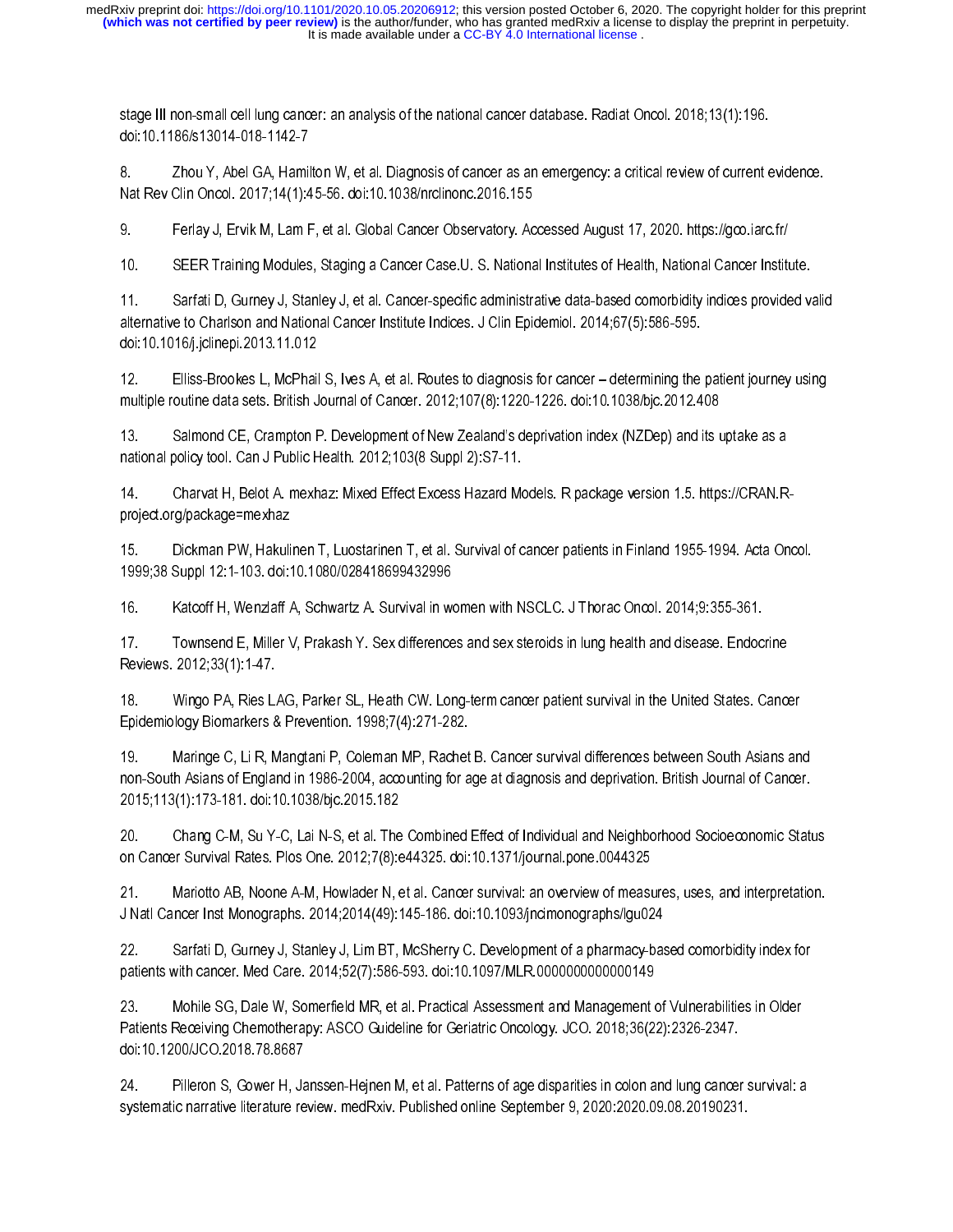stage III non-small cell lung cancer: an analysis of the national cancer database. Radiat Oncol. 2018;13(1):196. doi:10.1186/s13014-018-1142-7

8. Zhou Y, Abel GA, Hamilton W, et al. Diagnosis of cancer as an emergency: a critical review of current evidence. Nat Rev Clin Oncol. 2017;14(1):45-56. doi:10.1038/nrclinonc.2016.155

9. Ferlay J, Ervik M, Lam F, et al. Global Cancer Observatory. Accessed August 17, 2020. https://gco.iarc.fr/

10. SEER Training Modules, Staging a Cancer Case.U. S. National Institutes of Health, National Cancer Institute.

11. Sarfati D, Gurney J, Stanley J, et al. Cancer-specific administrative data-based comorbidity indices provided valid alternative to Charlson and National Cancer Institute Indices. J Clin Epidemiol. 2014;67(5):586-595. doi:10.1016/j.jclinepi.2013.11.012

12. Elliss-Brookes L, McPhail S, Ives A, et al. Routes to diagnosis for cancer – determining the patient journey using multiple routine data sets. British Journal of Cancer. 2012;107(8):1220-1226. doi:10.1038/bjc.2012.408

13. Salmond CE, Crampton P. Development of New Zealand's deprivation index (NZDep) and its uptake as a national policy tool. Can J Public Health. 2012;103(8 Suppl 2):S7-11.

14. Charvat H, Belot A. mexhaz: Mixed Effect Excess Hazard Models. R package version 1.5. https://CRAN.R-project.org/package=mexhaz

15. Dickman PW, Hakulinen T, Luostarinen T, et al. Survival of cancer patients in Finland 1955-1994. Acta Oncol. 1999;38 Suppl 12:1-103. doi:10.1080/028418699432996

16. Katcoff H, Wenzlaff A, Schwartz A. Survival in women with NSCLC. J Thorac Oncol. 2014;9:355-361.

17. Townsend E, Miller V, Prakash Y. Sex differences and sex steroids in lung health and disease. Endocrine Reviews. 2012;33(1):1-47.

18. Wingo PA, Ries LAG, Parker SL, Heath CW. Long-term cancer patient survival in the United States. Cancer Epidemiology Biomarkers & Prevention. 1998;7(4):271-282.

19. Maringe C, Li R, Mangtani P, Coleman MP, Rachet B. Cancer survival differences between South Asians and non-South Asians of England in 1986-2004, accounting for age at diagnosis and deprivation. British Journal of Cancer. 2015;113(1):173-181. doi:10.1038/bjc.2015.182

20. Chang C-M, Su Y-C, Lai N-S, et al. The Combined Effect of Individual and Neighborhood Socioeconomic Status on Cancer Survival Rates. Plos One. 2012;7(8):e44325. doi:10.1371/journal.pone.0044325

21. Mariotto AB, Noone A-M, Howlader N, et al. Cancer survival: an overview of measures, uses, and interpretation. J Natl Cancer Inst Monographs. 2014;2014(49):145-186. doi:10.1093/jncimonographs/lgu024

22. Sarfati D, Gurney J, Stanley J, Lim BT, McSherry C. Development of a pharmacy-based comorbidity index for patients with cancer. Med Care. 2014;52(7):586-593. doi:10.1097/MLR.0000000000000149

23. Mohile SG, Dale W, Somerfield MR, et al. Practical Assessment and Management of Vulnerabilities in Older Patients Receiving Chemotherapy: ASCO Guideline for Geriatric Oncology. JCO. 2018;36(22):2326-2347. doi:10.1200/JCO.2018.78.8687

24. Pilleron S, Gower H, Janssen-Hejnen M, et al. Patterns of age disparities in colon and lung cancer survival: a systematic narrative literature review. medRxiv. Published online September 9, 2020:2020.09.08.20190231.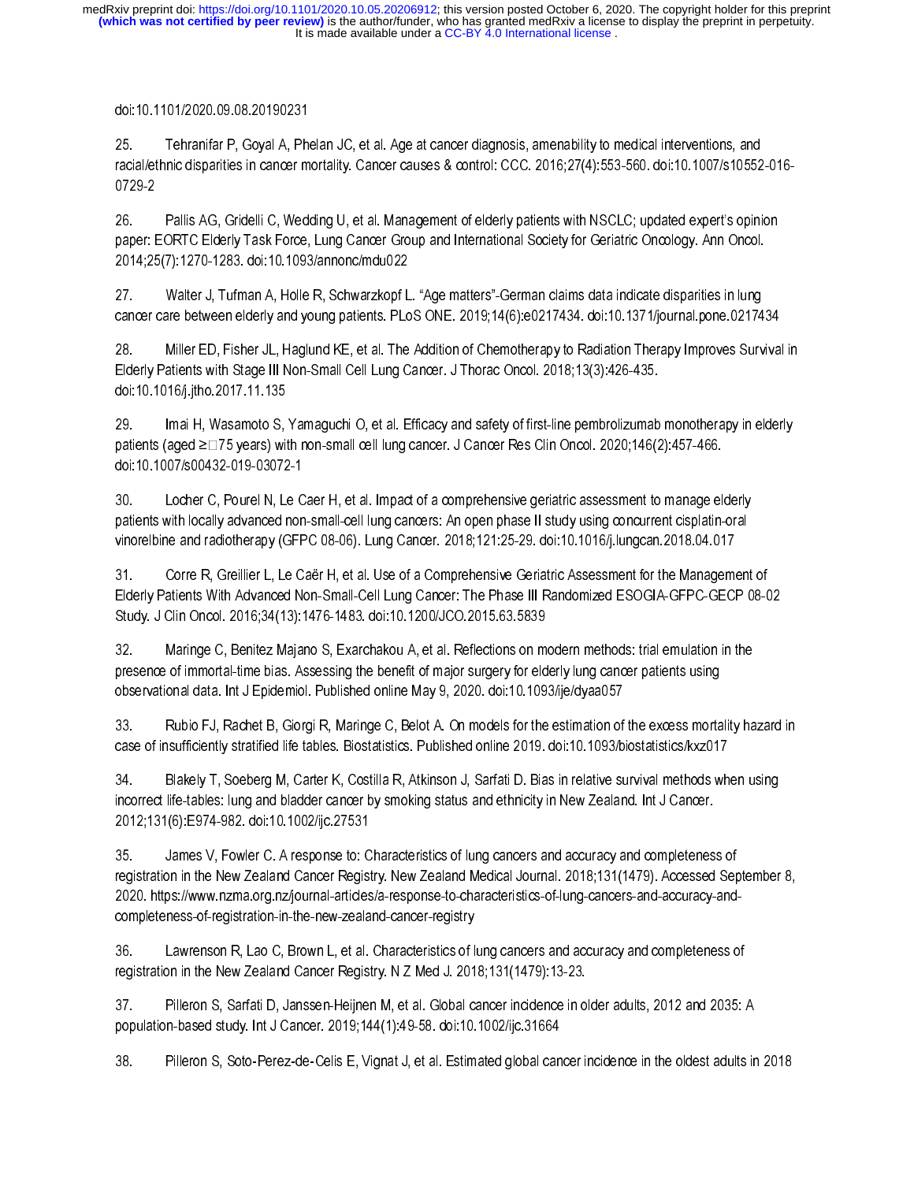doi:10.1101/2020.09.08.20190231

25. Tehranifar P, Goyal A, Phelan JC, et al. Age at cancer diagnosis, amenability to medical interventions, and racial/ethnic disparities in cancer mortality. Cancer causes & control: CCC. 2016;27(4):553-560. doi:10.1007/s10552-016-0729-2

26. Pallis AG, Gridelli C, Wedding U, et al. Management of elderly patients with NSCLC; updated expert's opinion paper: EORTC Elderly Task Force, Lung Cancer Group and International Society for Geriatric Oncology. Ann Oncol. 2014;25(7):1270-1283. doi:10.1093/annonc/mdu022

27. Walter J, Tufman A, Holle R, Schwarzkopf L. "Age matters"-German claims data indicate disparities in lung cancer care between elderly and young patients. PLoS ONE. 2019;14(6):e0217434. doi:10.1371/journal.pone.0217434

28. Miller ED, Fisher JL, Haglund KE, et al. The Addition of Chemotherapy to Radiation Therapy Improves Survival in Elderly Patients with Stage III Non-Small Cell Lung Cancer. J Thorac Oncol. 2018;13(3):426-435. doi:10.1016/j.jtho.2017.11.135

29. Imai H, Wasamoto S, Yamaguchi O, et al. Efficacy and safety of first-line pembrolizumab monotherapy in elderly patients (aged ≥ 75 years) with non-small cell lung cancer. J Cancer Res Clin Oncol. 2020;146(2):457-466. doi:10.1007/s00432-019-03072-1

30. Locher C, Pourel N, Le Caer H, et al. Impact of a comprehensive geriatric assessment to manage elderly patients with locally advanced non-small-cell lung cancers: An open phase II study using concurrent cisplatin-oral vinorelbine and radiotherapy (GFPC 08-06). Lung Cancer. 2018;121:25-29. doi:10.1016/j.lungcan.2018.04.017

31. Corre R, Greillier L, Le Caër H, et al. Use of a Comprehensive Geriatric Assessment for the Management of Elderly Patients With Advanced Non-Small-Cell Lung Cancer: The Phase III Randomized ESOGIA-GFPC-GECP 08-02 Study. J Clin Oncol. 2016;34(13):1476-1483. doi:10.1200/JCO.2015.63.5839

32. Maringe C, Benitez Majano S, Exarchakou A, et al. Reflections on modern methods: trial emulation in the presence of immortal-time bias. Assessing the benefit of major surgery for elderly lung cancer patients using observational data. Int J Epidemiol. Published online May 9, 2020. doi:10.1093/ije/dyaa057

33. Rubio FJ, Rachet B, Giorgi R, Maringe C, Belot A. On models for the estimation of the excess mortality hazard in case of insufficiently stratified life tables. Biostatistics. Published online 2019. doi:10.1093/biostatistics/kxz017

34. Blakely T, Soeberg M, Carter K, Costilla R, Atkinson J, Sarfati D. Bias in relative survival methods when using incorrect life-tables: lung and bladder cancer by smoking status and ethnicity in New Zealand. Int J Cancer. 2012;131(6):E974-982. doi:10.1002/ijc.27531

35. James V, Fowler C. A response to: Characteristics of lung cancers and accuracy and completeness of registration in the New Zealand Cancer Registry. New Zealand Medical Journal. 2018;131(1479). Accessed September 8, 2020. https://www.nzma.org.nz/journal-articles/a-response-to-characteristics-of-lung-cancers-and-accuracy-and-completeness-of-registration-in-the-new-zealand-cancer-registry

36. Lawrenson R, Lao C, Brown L, et al. Characteristics of lung cancers and accuracy and completeness of registration in the New Zealand Cancer Registry. N Z Med J. 2018;131(1479):13-23.

37. Pilleron S, Sarfati D, Janssen-Heijnen M, et al. Global cancer incidence in older adults, 2012 and 2035: A population-based study. Int J Cancer. 2019;144(1):49-58. doi:10.1002/ijc.31664

38. Pilleron S, Soto-Perez-de-Celis E, Vignat J, et al. Estimated global cancer incidence in the oldest adults in 2018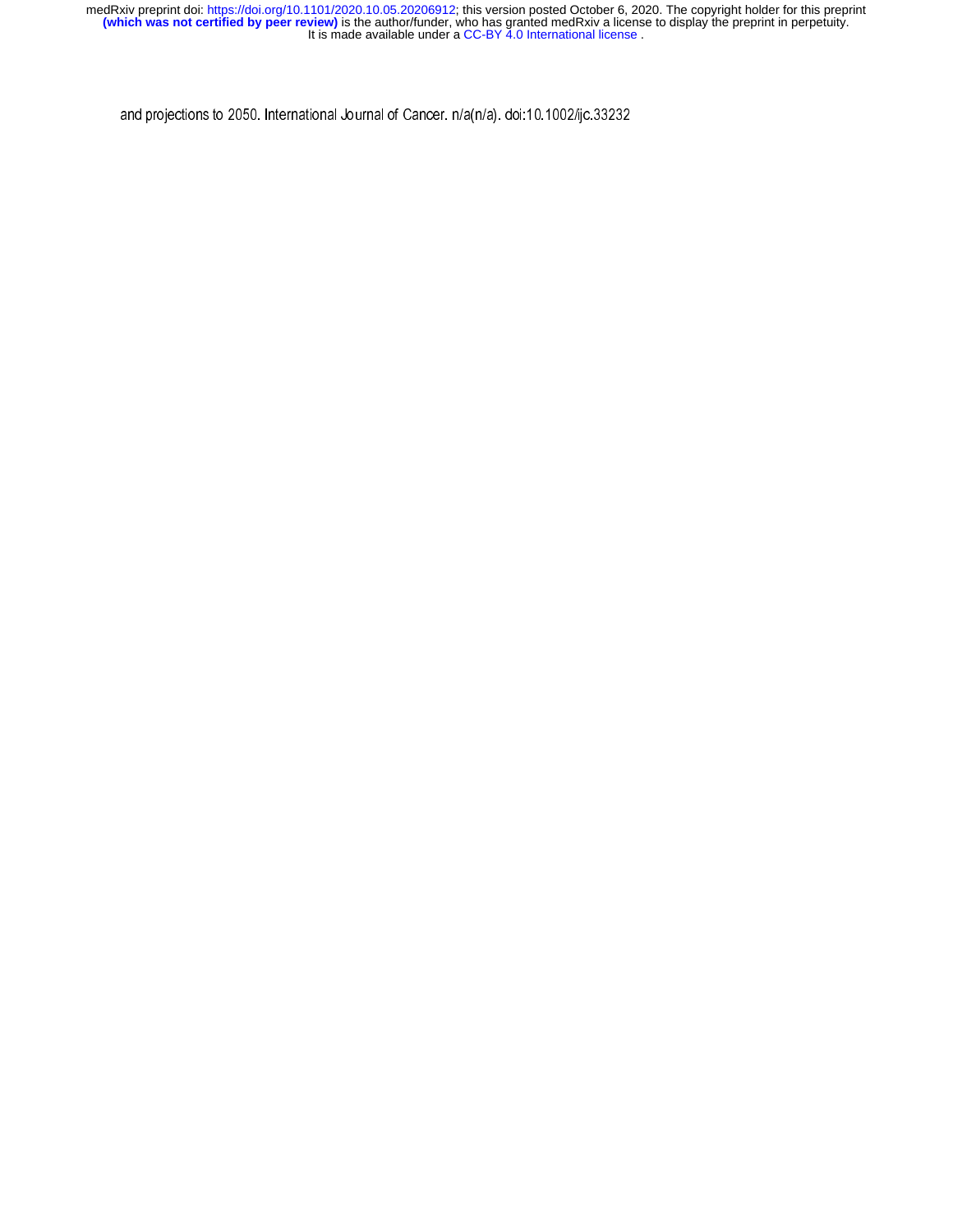and projections to 2050. International Journal of Cancer. n/a(n/a). doi:10.1002/ijc.33232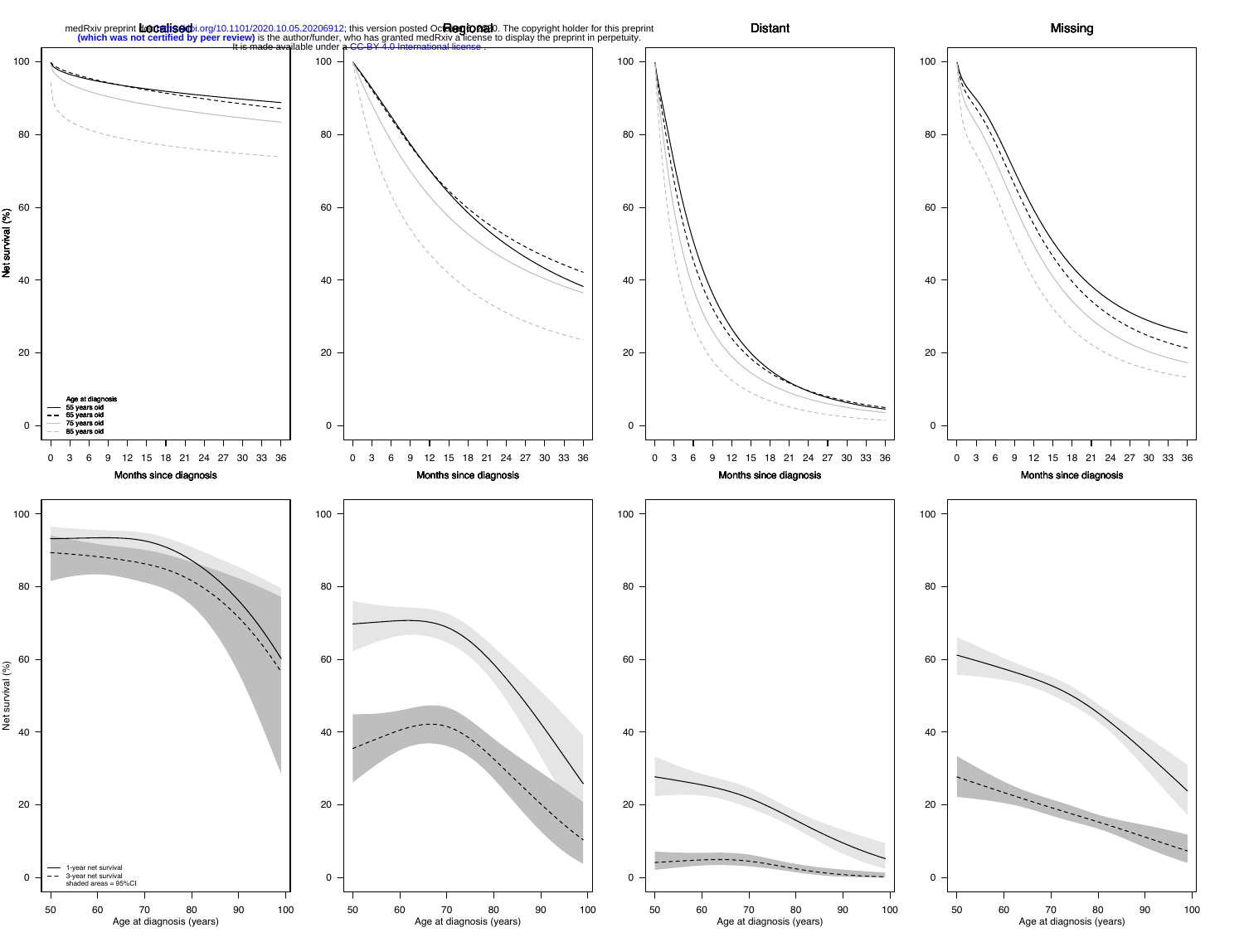medRxiv preprint doi: https://doi.org/10.1101/2020.10.05.20206912; this version posted October 6, 2020. The copyright holder for this preprint **(which was not certified by peer review)** is the author/funder, who has granted medRxiv a license to display the preprint in perpetuity. It is made available under a CC-BY 4.0 International license .

Localised

Regional

Distant

Missing

Net survival (%)

Months since diagnosis

Age at diagnosis
55 years old
65 years old
75 years old
85 years old

Age at diagnosis (years)

1-year net survival
3-year net survival
shaded areas = 95%CI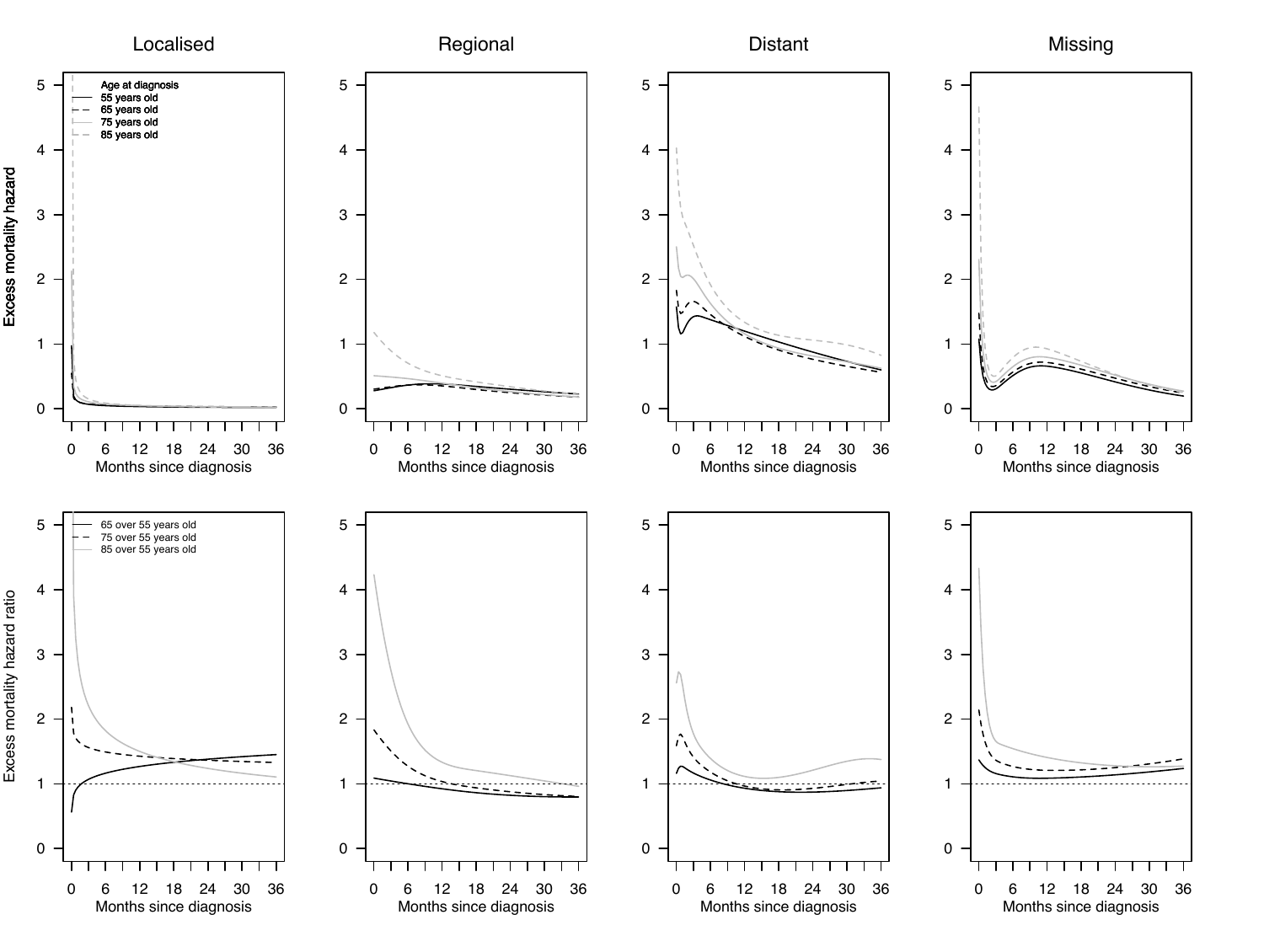Localised | Regional | Distant | Missing

Excess mortality hazard

Age at diagnosis
- 55 years old
- 65 years old
- 75 years old
- 85 years old

Months since diagnosis

Excess mortality hazard ratio

- 65 over 55 years old
- 75 over 55 years old
- 85 over 55 years old

Months since diagnosis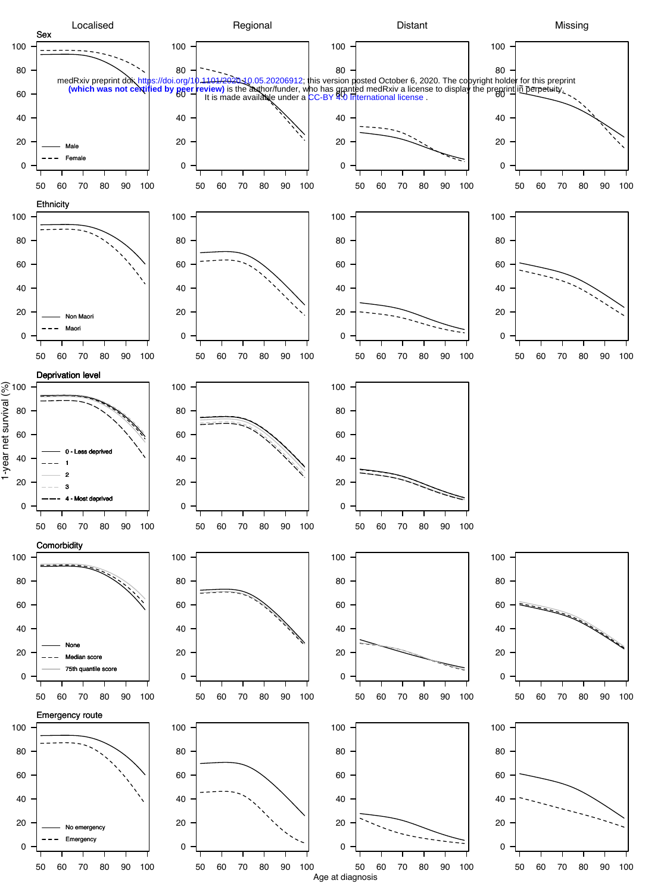medRxiv preprint doi: https://doi.org/10.1101/2020.10.05.20206912; this version posted October 6, 2020. The copyright holder for this preprint **(which was not certified by peer review)** is the author/funder, who has granted medRxiv a license to display the preprint in perpetuity. It is made available under a CC-BY 4.0 International license .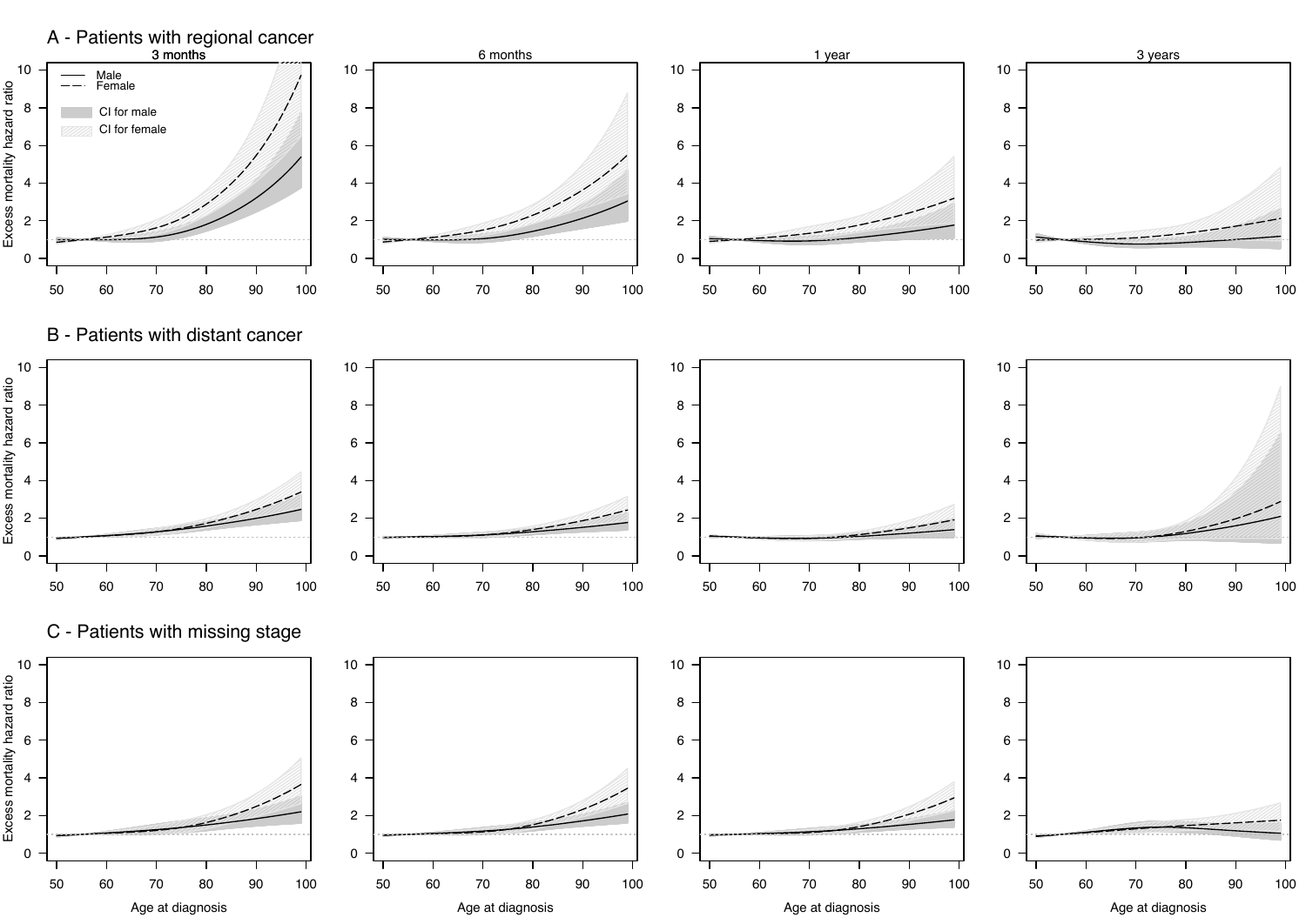A - Patients with regional cancer

B - Patients with distant cancer

C - Patients with missing stage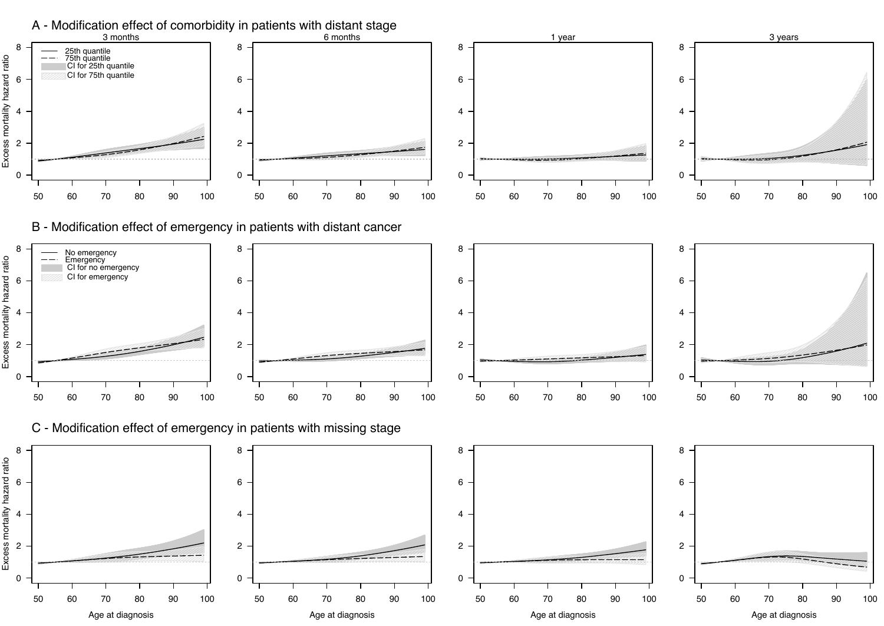A - Modification effect of comorbidity in patients with distant stage

3 months

6 months

1 year

3 years

25th quantile
75th quantile
CI for 25th quantile
CI for 75th quantile

Excess mortality hazard ratio

8
6
4
2
0

50 60 70 80 90 100

B - Modification effect of emergency in patients with distant cancer

No emergency
Emergency
CI for no emergency
CI for emergency

Excess mortality hazard ratio

8
6
4
2
0

50 60 70 80 90 100

C - Modification effect of emergency in patients with missing stage

Excess mortality hazard ratio

8
6
4
2
0

50 60 70 80 90 100

Age at diagnosis

Age at diagnosis

Age at diagnosis

Age at diagnosis